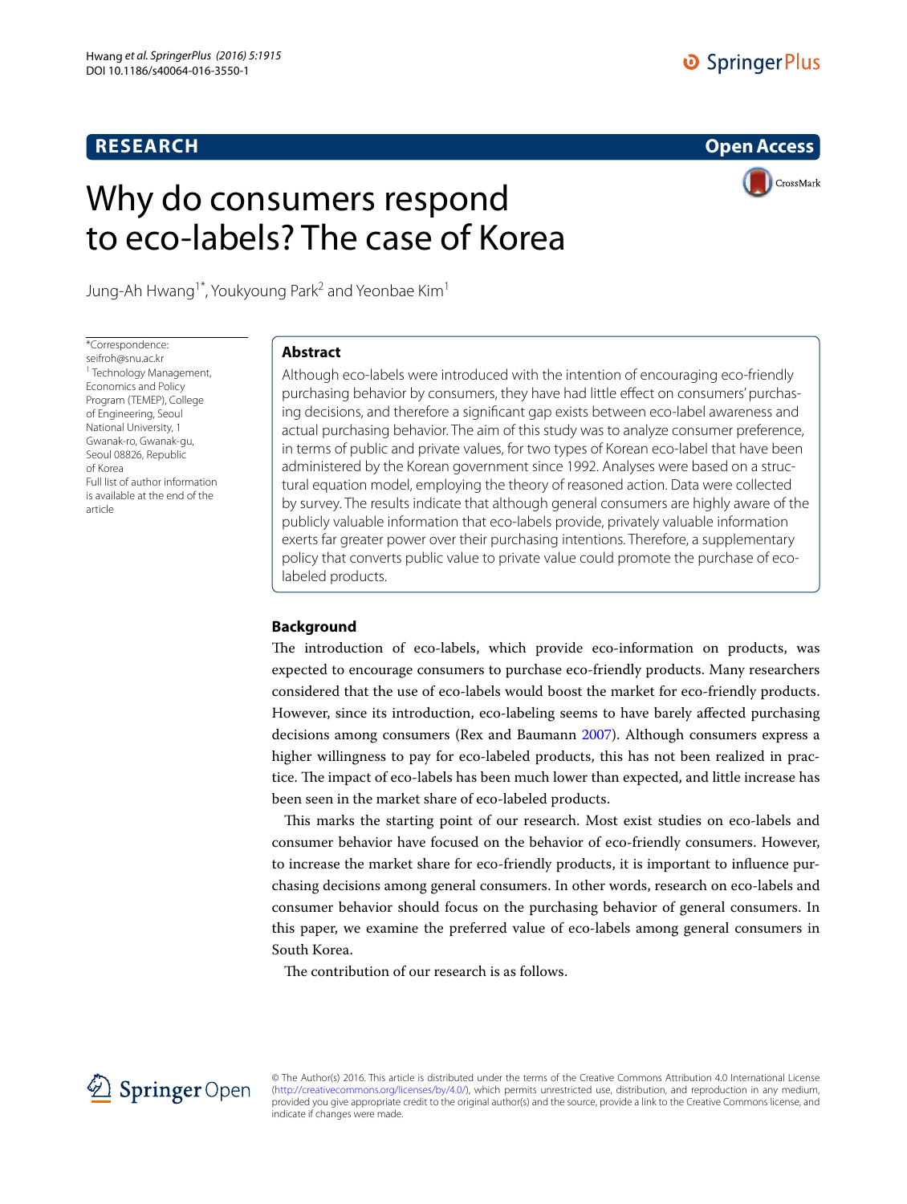**RESEARCH** **Open Access**

# Why do consumers respond to eco-labels? The case of Korea

Jung-Ah Hwang[1*], Youkyoung Park[2] and Yeonbae Kim[1]

*Correspondence: seifroh@snu.ac.kr
[1] Technology Management, Economics and Policy Program (TEMEP), College of Engineering, Seoul National University, 1 Gwanak-ro, Gwanak-gu, Seoul 08826, Republic of Korea
Full list of author information is available at the end of the article

## Abstract

Although eco-labels were introduced with the intention of encouraging eco-friendly purchasing behavior by consumers, they have had little effect on consumers' purchasing decisions, and therefore a significant gap exists between eco-label awareness and actual purchasing behavior. The aim of this study was to analyze consumer preference, in terms of public and private values, for two types of Korean eco-label that have been administered by the Korean government since 1992. Analyses were based on a structural equation model, employing the theory of reasoned action. Data were collected by survey. The results indicate that although general consumers are highly aware of the publicly valuable information that eco-labels provide, privately valuable information exerts far greater power over their purchasing intentions. Therefore, a supplementary policy that converts public value to private value could promote the purchase of eco-labeled products.

## Background

The introduction of eco-labels, which provide eco-information on products, was expected to encourage consumers to purchase eco-friendly products. Many researchers considered that the use of eco-labels would boost the market for eco-friendly products. However, since its introduction, eco-labeling seems to have barely affected purchasing decisions among consumers (Rex and Baumann 2007). Although consumers express a higher willingness to pay for eco-labeled products, this has not been realized in practice. The impact of eco-labels has been much lower than expected, and little increase has been seen in the market share of eco-labeled products.

This marks the starting point of our research. Most exist studies on eco-labels and consumer behavior have focused on the behavior of eco-friendly consumers. However, to increase the market share for eco-friendly products, it is important to influence purchasing decisions among general consumers. In other words, research on eco-labels and consumer behavior should focus on the purchasing behavior of general consumers. In this paper, we examine the preferred value of eco-labels among general consumers in South Korea.

The contribution of our research is as follows.

© The Author(s) 2016. This article is distributed under the terms of the Creative Commons Attribution 4.0 International License (http://creativecommons.org/licenses/by/4.0/), which permits unrestricted use, distribution, and reproduction in any medium, provided you give appropriate credit to the original author(s) and the source, provide a link to the Creative Commons license, and indicate if changes were made.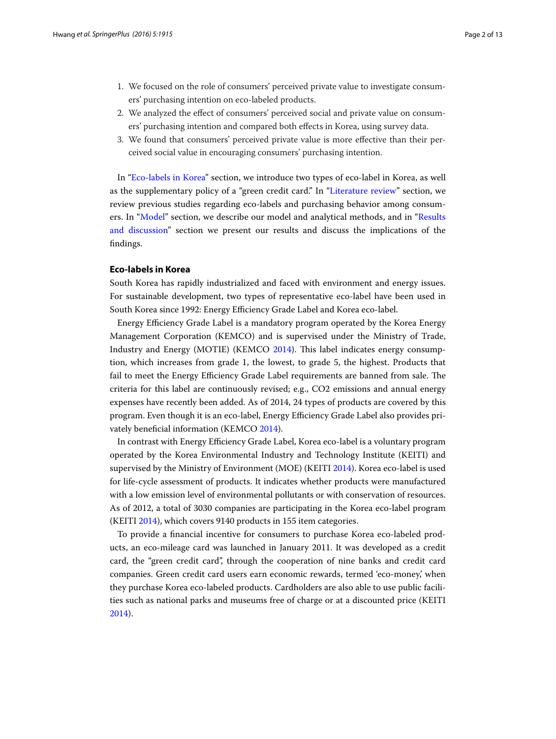1. We focused on the role of consumers' perceived private value to investigate consumers' purchasing intention on eco-labeled products.
2. We analyzed the effect of consumers' perceived social and private value on consumers' purchasing intention and compared both effects in Korea, using survey data.
3. We found that consumers' perceived private value is more effective than their perceived social value in encouraging consumers' purchasing intention.

In "Eco-labels in Korea" section, we introduce two types of eco-label in Korea, as well as the supplementary policy of a "green credit card." In "Literature review" section, we review previous studies regarding eco-labels and purchasing behavior among consumers. In "Model" section, we describe our model and analytical methods, and in "Results and discussion" section we present our results and discuss the implications of the findings.

## Eco-labels in Korea

South Korea has rapidly industrialized and faced with environment and energy issues. For sustainable development, two types of representative eco-label have been used in South Korea since 1992: Energy Efficiency Grade Label and Korea eco-label.

Energy Efficiency Grade Label is a mandatory program operated by the Korea Energy Management Corporation (KEMCO) and is supervised under the Ministry of Trade, Industry and Energy (MOTIE) (KEMCO 2014). This label indicates energy consumption, which increases from grade 1, the lowest, to grade 5, the highest. Products that fail to meet the Energy Efficiency Grade Label requirements are banned from sale. The criteria for this label are continuously revised; e.g., $CO_2$ emissions and annual energy expenses have recently been added. As of 2014, 24 types of products are covered by this program. Even though it is an eco-label, Energy Efficiency Grade Label also provides privately beneficial information (KEMCO 2014).

In contrast with Energy Efficiency Grade Label, Korea eco-label is a voluntary program operated by the Korea Environmental Industry and Technology Institute (KEITI) and supervised by the Ministry of Environment (MOE) (KEITI 2014). Korea eco-label is used for life-cycle assessment of products. It indicates whether products were manufactured with a low emission level of environmental pollutants or with conservation of resources. As of 2012, a total of 3030 companies are participating in the Korea eco-label program (KEITI 2014), which covers 9140 products in 155 item categories.

To provide a financial incentive for consumers to purchase Korea eco-labeled products, an eco-mileage card was launched in January 2011. It was developed as a credit card, the "green credit card", through the cooperation of nine banks and credit card companies. Green credit card users earn economic rewards, termed 'eco-money,' when they purchase Korea eco-labeled products. Cardholders are also able to use public facilities such as national parks and museums free of charge or at a discounted price (KEITI 2014).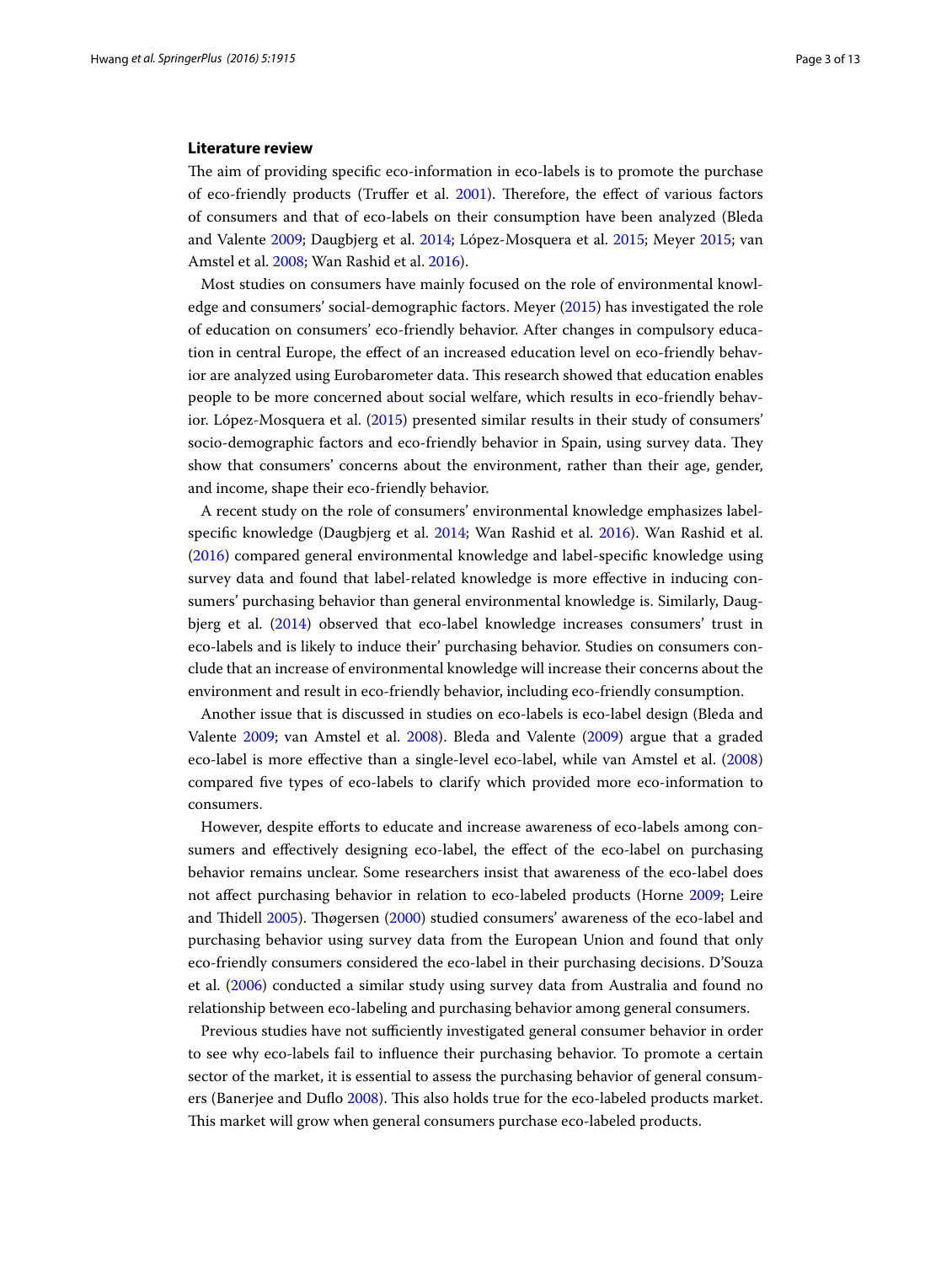## Literature review

The aim of providing specific eco-information in eco-labels is to promote the purchase of eco-friendly products (Truffer et al. 2001). Therefore, the effect of various factors of consumers and that of eco-labels on their consumption have been analyzed (Bleda and Valente 2009; Daugbjerg et al. 2014; López-Mosquera et al. 2015; Meyer 2015; van Amstel et al. 2008; Wan Rashid et al. 2016).

Most studies on consumers have mainly focused on the role of environmental knowledge and consumers' social-demographic factors. Meyer (2015) has investigated the role of education on consumers' eco-friendly behavior. After changes in compulsory education in central Europe, the effect of an increased education level on eco-friendly behavior are analyzed using Eurobarometer data. This research showed that education enables people to be more concerned about social welfare, which results in eco-friendly behavior. López-Mosquera et al. (2015) presented similar results in their study of consumers' socio-demographic factors and eco-friendly behavior in Spain, using survey data. They show that consumers' concerns about the environment, rather than their age, gender, and income, shape their eco-friendly behavior.

A recent study on the role of consumers' environmental knowledge emphasizes label-specific knowledge (Daugbjerg et al. 2014; Wan Rashid et al. 2016). Wan Rashid et al. (2016) compared general environmental knowledge and label-specific knowledge using survey data and found that label-related knowledge is more effective in inducing consumers' purchasing behavior than general environmental knowledge is. Similarly, Daugbjerg et al. (2014) observed that eco-label knowledge increases consumers' trust in eco-labels and is likely to induce their' purchasing behavior. Studies on consumers conclude that an increase of environmental knowledge will increase their concerns about the environment and result in eco-friendly behavior, including eco-friendly consumption.

Another issue that is discussed in studies on eco-labels is eco-label design (Bleda and Valente 2009; van Amstel et al. 2008). Bleda and Valente (2009) argue that a graded eco-label is more effective than a single-level eco-label, while van Amstel et al. (2008) compared five types of eco-labels to clarify which provided more eco-information to consumers.

However, despite efforts to educate and increase awareness of eco-labels among consumers and effectively designing eco-label, the effect of the eco-label on purchasing behavior remains unclear. Some researchers insist that awareness of the eco-label does not affect purchasing behavior in relation to eco-labeled products (Horne 2009; Leire and Thidell 2005). Thøgersen (2000) studied consumers' awareness of the eco-label and purchasing behavior using survey data from the European Union and found that only eco-friendly consumers considered the eco-label in their purchasing decisions. D'Souza et al. (2006) conducted a similar study using survey data from Australia and found no relationship between eco-labeling and purchasing behavior among general consumers.

Previous studies have not sufficiently investigated general consumer behavior in order to see why eco-labels fail to influence their purchasing behavior. To promote a certain sector of the market, it is essential to assess the purchasing behavior of general consumers (Banerjee and Duflo 2008). This also holds true for the eco-labeled products market. This market will grow when general consumers purchase eco-labeled products.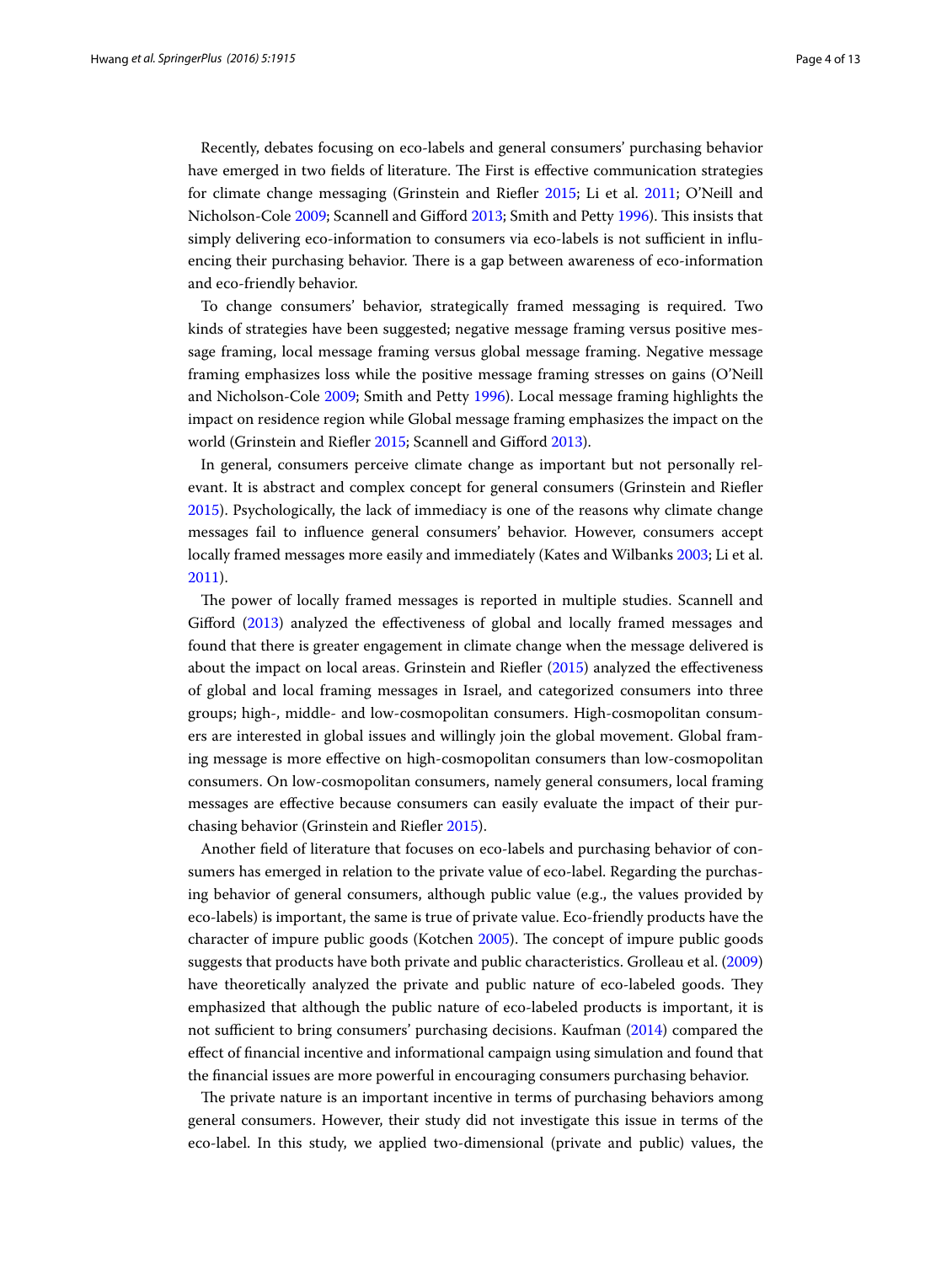Recently, debates focusing on eco-labels and general consumers' purchasing behavior have emerged in two fields of literature. The First is effective communication strategies for climate change messaging (Grinstein and Riefler 2015; Li et al. 2011; O'Neill and Nicholson-Cole 2009; Scannell and Gifford 2013; Smith and Petty 1996). This insists that simply delivering eco-information to consumers via eco-labels is not sufficient in influencing their purchasing behavior. There is a gap between awareness of eco-information and eco-friendly behavior.

To change consumers' behavior, strategically framed messaging is required. Two kinds of strategies have been suggested; negative message framing versus positive message framing, local message framing versus global message framing. Negative message framing emphasizes loss while the positive message framing stresses on gains (O'Neill and Nicholson-Cole 2009; Smith and Petty 1996). Local message framing highlights the impact on residence region while Global message framing emphasizes the impact on the world (Grinstein and Riefler 2015; Scannell and Gifford 2013).

In general, consumers perceive climate change as important but not personally relevant. It is abstract and complex concept for general consumers (Grinstein and Riefler 2015). Psychologically, the lack of immediacy is one of the reasons why climate change messages fail to influence general consumers' behavior. However, consumers accept locally framed messages more easily and immediately (Kates and Wilbanks 2003; Li et al. 2011).

The power of locally framed messages is reported in multiple studies. Scannell and Gifford (2013) analyzed the effectiveness of global and locally framed messages and found that there is greater engagement in climate change when the message delivered is about the impact on local areas. Grinstein and Riefler (2015) analyzed the effectiveness of global and local framing messages in Israel, and categorized consumers into three groups; high-, middle- and low-cosmopolitan consumers. High-cosmopolitan consumers are interested in global issues and willingly join the global movement. Global framing message is more effective on high-cosmopolitan consumers than low-cosmopolitan consumers. On low-cosmopolitan consumers, namely general consumers, local framing messages are effective because consumers can easily evaluate the impact of their purchasing behavior (Grinstein and Riefler 2015).

Another field of literature that focuses on eco-labels and purchasing behavior of consumers has emerged in relation to the private value of eco-label. Regarding the purchasing behavior of general consumers, although public value (e.g., the values provided by eco-labels) is important, the same is true of private value. Eco-friendly products have the character of impure public goods (Kotchen 2005). The concept of impure public goods suggests that products have both private and public characteristics. Grolleau et al. (2009) have theoretically analyzed the private and public nature of eco-labeled goods. They emphasized that although the public nature of eco-labeled products is important, it is not sufficient to bring consumers' purchasing decisions. Kaufman (2014) compared the effect of financial incentive and informational campaign using simulation and found that the financial issues are more powerful in encouraging consumers purchasing behavior.

The private nature is an important incentive in terms of purchasing behaviors among general consumers. However, their study did not investigate this issue in terms of the eco-label. In this study, we applied two-dimensional (private and public) values, the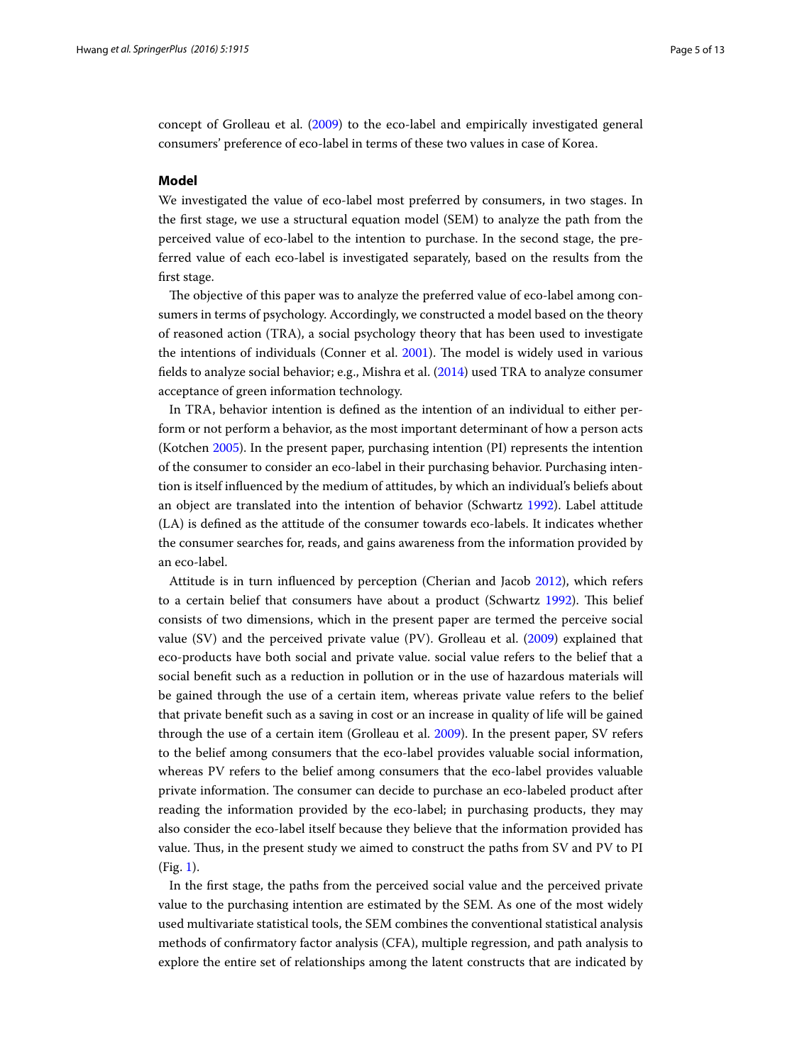concept of Grolleau et al. (2009) to the eco-label and empirically investigated general consumers' preference of eco-label in terms of these two values in case of Korea.

## Model

We investigated the value of eco-label most preferred by consumers, in two stages. In the first stage, we use a structural equation model (SEM) to analyze the path from the perceived value of eco-label to the intention to purchase. In the second stage, the preferred value of each eco-label is investigated separately, based on the results from the first stage.

The objective of this paper was to analyze the preferred value of eco-label among consumers in terms of psychology. Accordingly, we constructed a model based on the theory of reasoned action (TRA), a social psychology theory that has been used to investigate the intentions of individuals (Conner et al. 2001). The model is widely used in various fields to analyze social behavior; e.g., Mishra et al. (2014) used TRA to analyze consumer acceptance of green information technology.

In TRA, behavior intention is defined as the intention of an individual to either perform or not perform a behavior, as the most important determinant of how a person acts (Kotchen 2005). In the present paper, purchasing intention (PI) represents the intention of the consumer to consider an eco-label in their purchasing behavior. Purchasing intention is itself influenced by the medium of attitudes, by which an individual's beliefs about an object are translated into the intention of behavior (Schwartz 1992). Label attitude (LA) is defined as the attitude of the consumer towards eco-labels. It indicates whether the consumer searches for, reads, and gains awareness from the information provided by an eco-label.

Attitude is in turn influenced by perception (Cherian and Jacob 2012), which refers to a certain belief that consumers have about a product (Schwartz 1992). This belief consists of two dimensions, which in the present paper are termed the perceive social value (SV) and the perceived private value (PV). Grolleau et al. (2009) explained that eco-products have both social and private value. social value refers to the belief that a social benefit such as a reduction in pollution or in the use of hazardous materials will be gained through the use of a certain item, whereas private value refers to the belief that private benefit such as a saving in cost or an increase in quality of life will be gained through the use of a certain item (Grolleau et al. 2009). In the present paper, SV refers to the belief among consumers that the eco-label provides valuable social information, whereas PV refers to the belief among consumers that the eco-label provides valuable private information. The consumer can decide to purchase an eco-labeled product after reading the information provided by the eco-label; in purchasing products, they may also consider the eco-label itself because they believe that the information provided has value. Thus, in the present study we aimed to construct the paths from SV and PV to PI (Fig. 1).

In the first stage, the paths from the perceived social value and the perceived private value to the purchasing intention are estimated by the SEM. As one of the most widely used multivariate statistical tools, the SEM combines the conventional statistical analysis methods of confirmatory factor analysis (CFA), multiple regression, and path analysis to explore the entire set of relationships among the latent constructs that are indicated by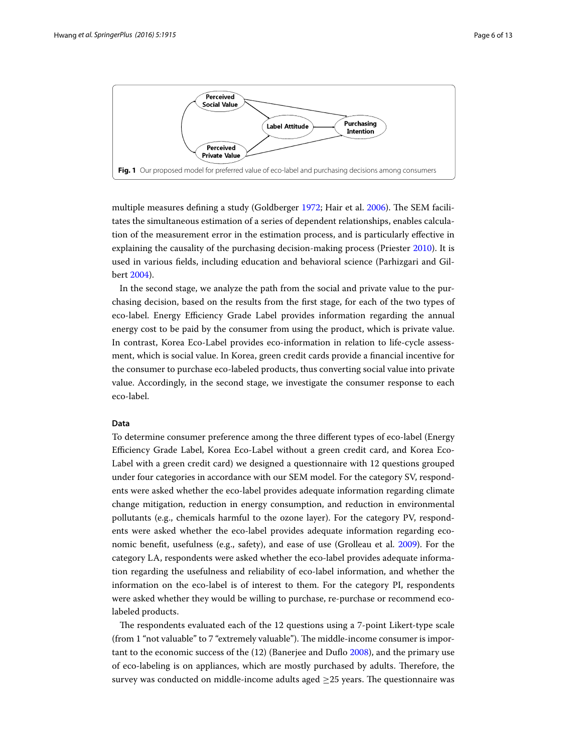**Fig. 1** Our proposed model for preferred value of eco-label and purchasing decisions among consumers

multiple measures defining a study (Goldberger 1972; Hair et al. 2006). The SEM facilitates the simultaneous estimation of a series of dependent relationships, enables calculation of the measurement error in the estimation process, and is particularly effective in explaining the causality of the purchasing decision-making process (Priester 2010). It is used in various fields, including education and behavioral science (Parhizgari and Gilbert 2004).

In the second stage, we analyze the path from the social and private value to the purchasing decision, based on the results from the first stage, for each of the two types of eco-label. Energy Efficiency Grade Label provides information regarding the annual energy cost to be paid by the consumer from using the product, which is private value. In contrast, Korea Eco-Label provides eco-information in relation to life-cycle assessment, which is social value. In Korea, green credit cards provide a financial incentive for the consumer to purchase eco-labeled products, thus converting social value into private value. Accordingly, in the second stage, we investigate the consumer response to each eco-label.

### Data

To determine consumer preference among the three different types of eco-label (Energy Efficiency Grade Label, Korea Eco-Label without a green credit card, and Korea Eco-Label with a green credit card) we designed a questionnaire with 12 questions grouped under four categories in accordance with our SEM model. For the category SV, respondents were asked whether the eco-label provides adequate information regarding climate change mitigation, reduction in energy consumption, and reduction in environmental pollutants (e.g., chemicals harmful to the ozone layer). For the category PV, respondents were asked whether the eco-label provides adequate information regarding economic benefit, usefulness (e.g., safety), and ease of use (Grolleau et al. 2009). For the category LA, respondents were asked whether the eco-label provides adequate information regarding the usefulness and reliability of eco-label information, and whether the information on the eco-label is of interest to them. For the category PI, respondents were asked whether they would be willing to purchase, re-purchase or recommend eco-labeled products.

The respondents evaluated each of the 12 questions using a 7-point Likert-type scale (from 1 "not valuable" to 7 "extremely valuable"). The middle-income consumer is important to the economic success of the (12) (Banerjee and Duflo 2008), and the primary use of eco-labeling is on appliances, which are mostly purchased by adults. Therefore, the survey was conducted on middle-income adults aged $\geq$25 years. The questionnaire was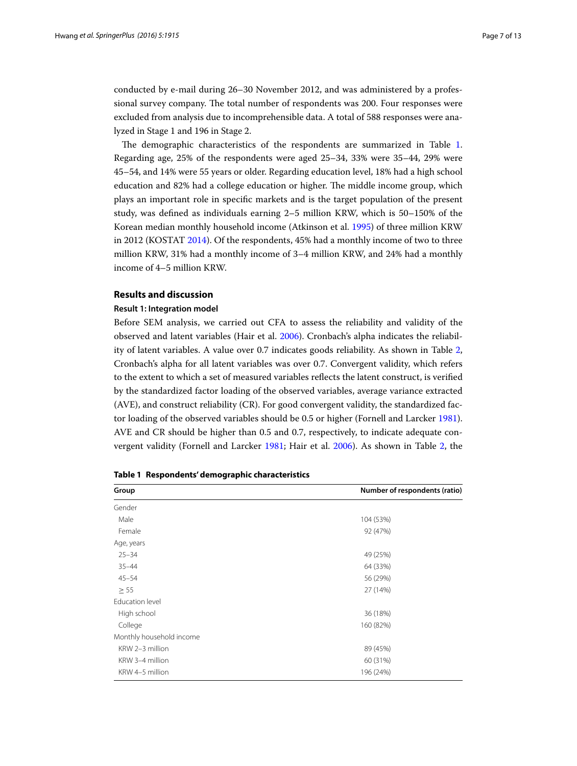conducted by e-mail during 26–30 November 2012, and was administered by a professional survey company. The total number of respondents was 200. Four responses were excluded from analysis due to incomprehensible data. A total of 588 responses were analyzed in Stage 1 and 196 in Stage 2.

The demographic characteristics of the respondents are summarized in Table 1. Regarding age, 25% of the respondents were aged 25–34, 33% were 35–44, 29% were 45–54, and 14% were 55 years or older. Regarding education level, 18% had a high school education and 82% had a college education or higher. The middle income group, which plays an important role in specific markets and is the target population of the present study, was defined as individuals earning 2–5 million KRW, which is 50–150% of the Korean median monthly household income (Atkinson et al. 1995) of three million KRW in 2012 (KOSTAT 2014). Of the respondents, 45% had a monthly income of two to three million KRW, 31% had a monthly income of 3–4 million KRW, and 24% had a monthly income of 4–5 million KRW.

## Results and discussion

### Result 1: Integration model

Before SEM analysis, we carried out CFA to assess the reliability and validity of the observed and latent variables (Hair et al. 2006). Cronbach's alpha indicates the reliability of latent variables. A value over 0.7 indicates goods reliability. As shown in Table 2, Cronbach's alpha for all latent variables was over 0.7. Convergent validity, which refers to the extent to which a set of measured variables reflects the latent construct, is verified by the standardized factor loading of the observed variables, average variance extracted (AVE), and construct reliability (CR). For good convergent validity, the standardized factor loading of the observed variables should be 0.5 or higher (Fornell and Larcker 1981). AVE and CR should be higher than 0.5 and 0.7, respectively, to indicate adequate convergent validity (Fornell and Larcker 1981; Hair et al. 2006). As shown in Table 2, the

**Table 1 Respondents' demographic characteristics**

| Group | Number of respondents (ratio) |
|---|---|
| Gender | |
| Male | 104 (53%) |
| Female | 92 (47%) |
| Age, years | |
| 25–34 | 49 (25%) |
| 35–44 | 64 (33%) |
| 45–54 | 56 (29%) |
| ≥ 55 | 27 (14%) |
| Education level | |
| High school | 36 (18%) |
| College | 160 (82%) |
| Monthly household income | |
| KRW 2–3 million | 89 (45%) |
| KRW 3–4 million | 60 (31%) |
| KRW 4–5 million | 196 (24%) |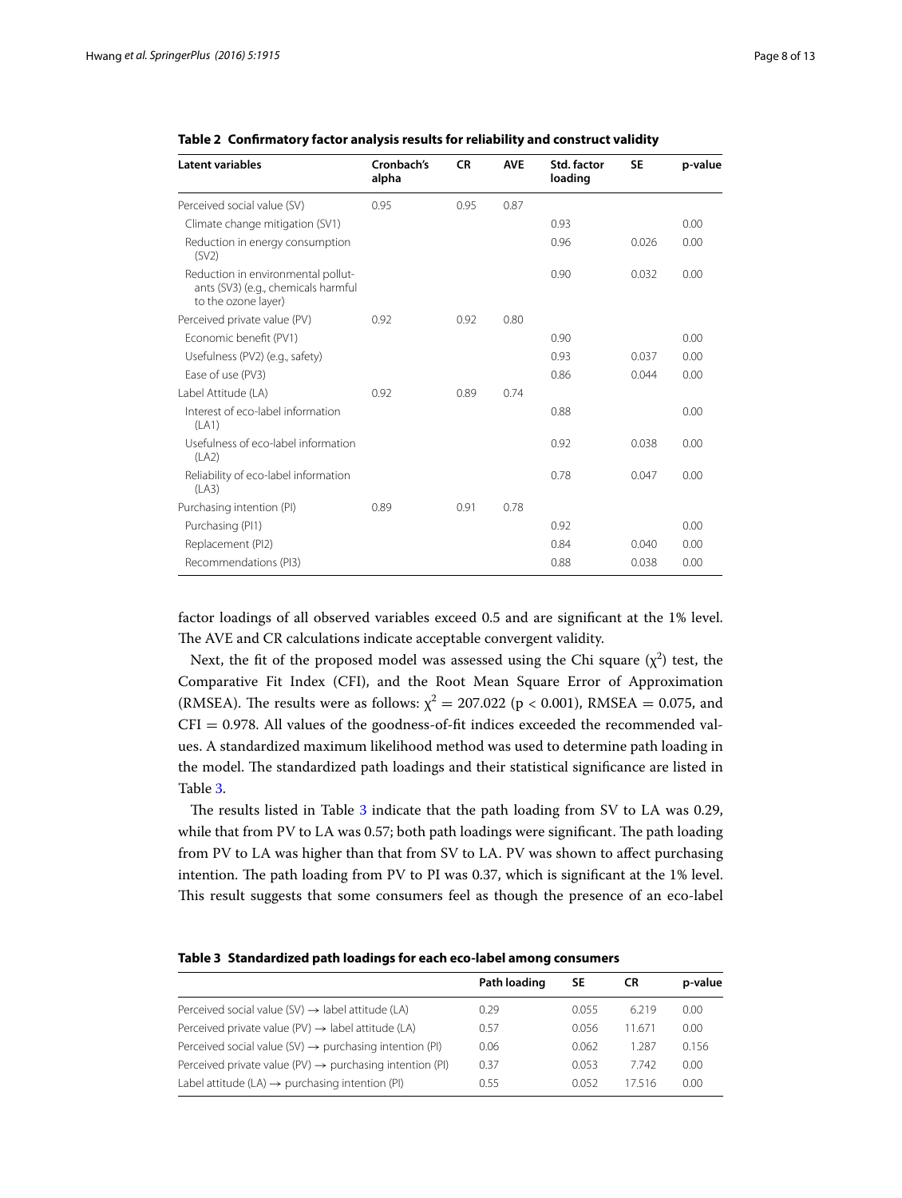**Table 2 Confirmatory factor analysis results for reliability and construct validity**

| Latent variables | Cronbach's alpha | CR | AVE | Std. factor loading | SE | p-value |
|---|---|---|---|---|---|---|
| Perceived social value (SV) | 0.95 | 0.95 | 0.87 | | | |
| Climate change mitigation (SV1) | | | | 0.93 | | 0.00 |
| Reduction in energy consumption (SV2) | | | | 0.96 | 0.026 | 0.00 |
| Reduction in environmental pollutants (SV3) (e.g., chemicals harmful to the ozone layer) | | | | 0.90 | 0.032 | 0.00 |
| Perceived private value (PV) | 0.92 | 0.92 | 0.80 | | | |
| Economic benefit (PV1) | | | | 0.90 | | 0.00 |
| Usefulness (PV2) (e.g., safety) | | | | 0.93 | 0.037 | 0.00 |
| Ease of use (PV3) | | | | 0.86 | 0.044 | 0.00 |
| Label Attitude (LA) | 0.92 | 0.89 | 0.74 | | | |
| Interest of eco-label information (LA1) | | | | 0.88 | | 0.00 |
| Usefulness of eco-label information (LA2) | | | | 0.92 | 0.038 | 0.00 |
| Reliability of eco-label information (LA3) | | | | 0.78 | 0.047 | 0.00 |
| Purchasing intention (PI) | 0.89 | 0.91 | 0.78 | | | |
| Purchasing (PI1) | | | | 0.92 | | 0.00 |
| Replacement (PI2) | | | | 0.84 | 0.040 | 0.00 |
| Recommendations (PI3) | | | | 0.88 | 0.038 | 0.00 |

factor loadings of all observed variables exceed 0.5 and are significant at the 1% level. The AVE and CR calculations indicate acceptable convergent validity.

Next, the fit of the proposed model was assessed using the Chi square ($\chi^2$) test, the Comparative Fit Index (CFI), and the Root Mean Square Error of Approximation (RMSEA). The results were as follows: $\chi^2 = 207.022$ ($p < 0.001$), RMSEA $= 0.075$, and CFI $= 0.978$. All values of the goodness-of-fit indices exceeded the recommended values. A standardized maximum likelihood method was used to determine path loading in the model. The standardized path loadings and their statistical significance are listed in Table 3.

The results listed in Table 3 indicate that the path loading from SV to LA was 0.29, while that from PV to LA was 0.57; both path loadings were significant. The path loading from PV to LA was higher than that from SV to LA. PV was shown to affect purchasing intention. The path loading from PV to PI was 0.37, which is significant at the 1% level. This result suggests that some consumers feel as though the presence of an eco-label

**Table 3 Standardized path loadings for each eco-label among consumers**

| | Path loading | SE | CR | p-value |
|---|---|---|---|---|
| Perceived social value (SV) → label attitude (LA) | 0.29 | 0.055 | 6.219 | 0.00 |
| Perceived private value (PV) → label attitude (LA) | 0.57 | 0.056 | 11.671 | 0.00 |
| Perceived social value (SV) → purchasing intention (PI) | 0.06 | 0.062 | 1.287 | 0.156 |
| Perceived private value (PV) → purchasing intention (PI) | 0.37 | 0.053 | 7.742 | 0.00 |
| Label attitude (LA) → purchasing intention (PI) | 0.55 | 0.052 | 17.516 | 0.00 |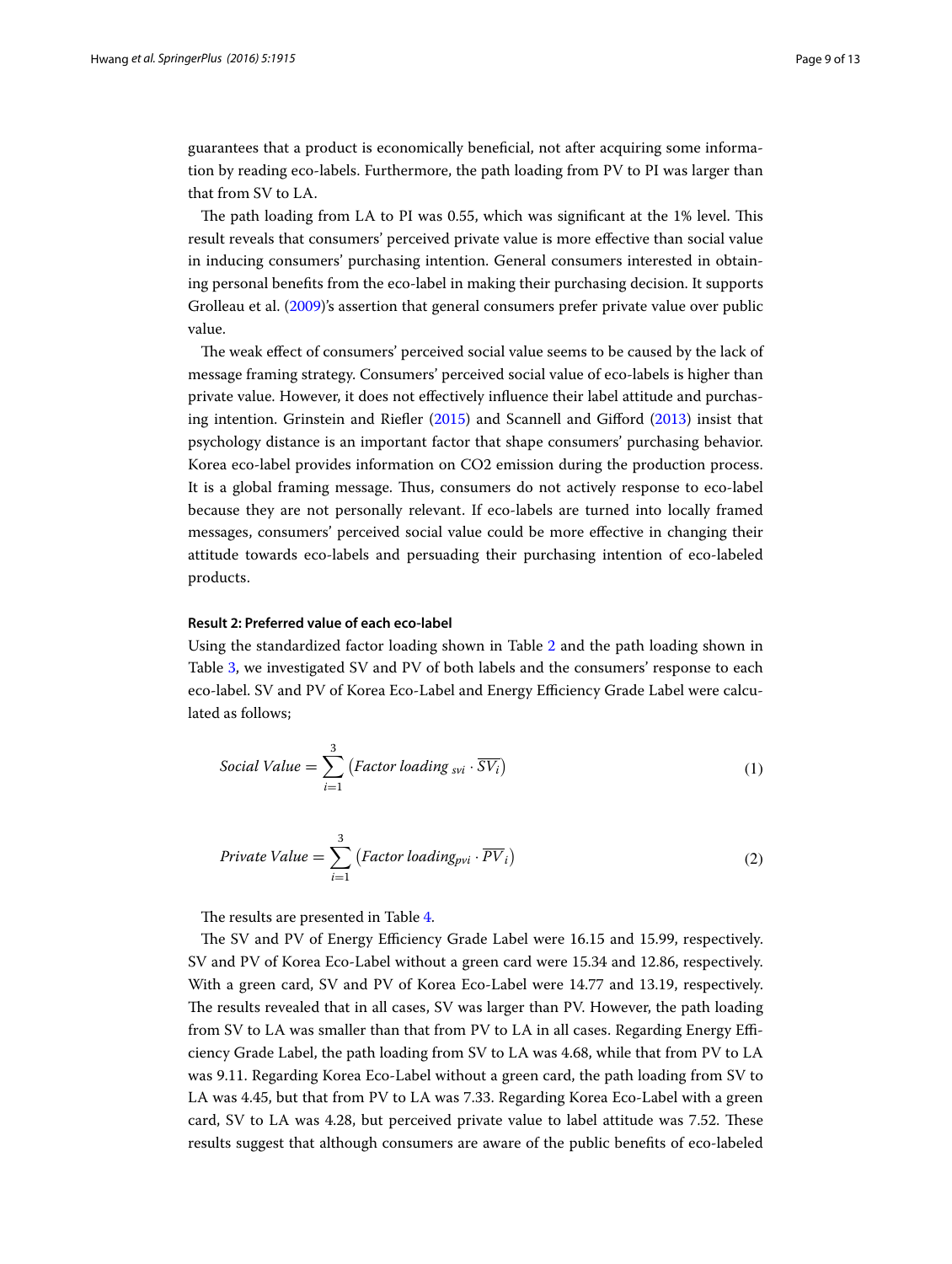guarantees that a product is economically beneficial, not after acquiring some information by reading eco-labels. Furthermore, the path loading from PV to PI was larger than that from SV to LA.

The path loading from LA to PI was 0.55, which was significant at the 1% level. This result reveals that consumers' perceived private value is more effective than social value in inducing consumers' purchasing intention. General consumers interested in obtaining personal benefits from the eco-label in making their purchasing decision. It supports Grolleau et al. (2009)'s assertion that general consumers prefer private value over public value.

The weak effect of consumers' perceived social value seems to be caused by the lack of message framing strategy. Consumers' perceived social value of eco-labels is higher than private value. However, it does not effectively influence their label attitude and purchasing intention. Grinstein and Riefler (2015) and Scannell and Gifford (2013) insist that psychology distance is an important factor that shape consumers' purchasing behavior. Korea eco-label provides information on CO2 emission during the production process. It is a global framing message. Thus, consumers do not actively response to eco-label because they are not personally relevant. If eco-labels are turned into locally framed messages, consumers' perceived social value could be more effective in changing their attitude towards eco-labels and persuading their purchasing intention of eco-labeled products.

#### Result 2: Preferred value of each eco-label

Using the standardized factor loading shown in Table 2 and the path loading shown in Table 3, we investigated SV and PV of both labels and the consumers' response to each eco-label. SV and PV of Korea Eco-Label and Energy Efficiency Grade Label were calculated as follows;

$$Social\ Value = \sum_{i=1}^{3} \left( Factor\ loading_{svi} \cdot \overline{SV_i} \right) \tag{1}$$

$$Private\ Value = \sum_{i=1}^{3} \left( Factor\ loading_{pvi} \cdot \overline{PV}_i \right) \tag{2}$$

The results are presented in Table 4.

The SV and PV of Energy Efficiency Grade Label were 16.15 and 15.99, respectively. SV and PV of Korea Eco-Label without a green card were 15.34 and 12.86, respectively. With a green card, SV and PV of Korea Eco-Label were 14.77 and 13.19, respectively. The results revealed that in all cases, SV was larger than PV. However, the path loading from SV to LA was smaller than that from PV to LA in all cases. Regarding Energy Efficiency Grade Label, the path loading from SV to LA was 4.68, while that from PV to LA was 9.11. Regarding Korea Eco-Label without a green card, the path loading from SV to LA was 4.45, but that from PV to LA was 7.33. Regarding Korea Eco-Label with a green card, SV to LA was 4.28, but perceived private value to label attitude was 7.52. These results suggest that although consumers are aware of the public benefits of eco-labeled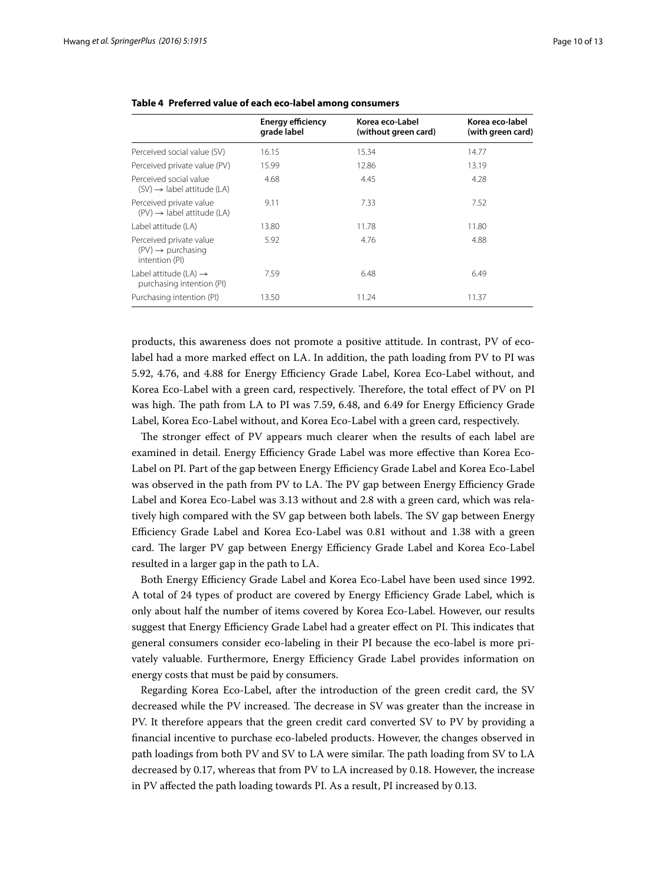**Table 4 Preferred value of each eco-label among consumers**

| | Energy efficiency grade label | Korea eco-Label (without green card) | Korea eco-label (with green card) |
|---|---|---|---|
| Perceived social value (SV) | 16.15 | 15.34 | 14.77 |
| Perceived private value (PV) | 15.99 | 12.86 | 13.19 |
| Perceived social value (SV) → label attitude (LA) | 4.68 | 4.45 | 4.28 |
| Perceived private value (PV) → label attitude (LA) | 9.11 | 7.33 | 7.52 |
| Label attitude (LA) | 13.80 | 11.78 | 11.80 |
| Perceived private value (PV) → purchasing intention (PI) | 5.92 | 4.76 | 4.88 |
| Label attitude (LA) → purchasing intention (PI) | 7.59 | 6.48 | 6.49 |
| Purchasing intention (PI) | 13.50 | 11.24 | 11.37 |

products, this awareness does not promote a positive attitude. In contrast, PV of eco-label had a more marked effect on LA. In addition, the path loading from PV to PI was 5.92, 4.76, and 4.88 for Energy Efficiency Grade Label, Korea Eco-Label without, and Korea Eco-Label with a green card, respectively. Therefore, the total effect of PV on PI was high. The path from LA to PI was 7.59, 6.48, and 6.49 for Energy Efficiency Grade Label, Korea Eco-Label without, and Korea Eco-Label with a green card, respectively.

The stronger effect of PV appears much clearer when the results of each label are examined in detail. Energy Efficiency Grade Label was more effective than Korea Eco-Label on PI. Part of the gap between Energy Efficiency Grade Label and Korea Eco-Label was observed in the path from PV to LA. The PV gap between Energy Efficiency Grade Label and Korea Eco-Label was 3.13 without and 2.8 with a green card, which was relatively high compared with the SV gap between both labels. The SV gap between Energy Efficiency Grade Label and Korea Eco-Label was 0.81 without and 1.38 with a green card. The larger PV gap between Energy Efficiency Grade Label and Korea Eco-Label resulted in a larger gap in the path to LA.

Both Energy Efficiency Grade Label and Korea Eco-Label have been used since 1992. A total of 24 types of product are covered by Energy Efficiency Grade Label, which is only about half the number of items covered by Korea Eco-Label. However, our results suggest that Energy Efficiency Grade Label had a greater effect on PI. This indicates that general consumers consider eco-labeling in their PI because the eco-label is more privately valuable. Furthermore, Energy Efficiency Grade Label provides information on energy costs that must be paid by consumers.

Regarding Korea Eco-Label, after the introduction of the green credit card, the SV decreased while the PV increased. The decrease in SV was greater than the increase in PV. It therefore appears that the green credit card converted SV to PV by providing a financial incentive to purchase eco-labeled products. However, the changes observed in path loadings from both PV and SV to LA were similar. The path loading from SV to LA decreased by 0.17, whereas that from PV to LA increased by 0.18. However, the increase in PV affected the path loading towards PI. As a result, PI increased by 0.13.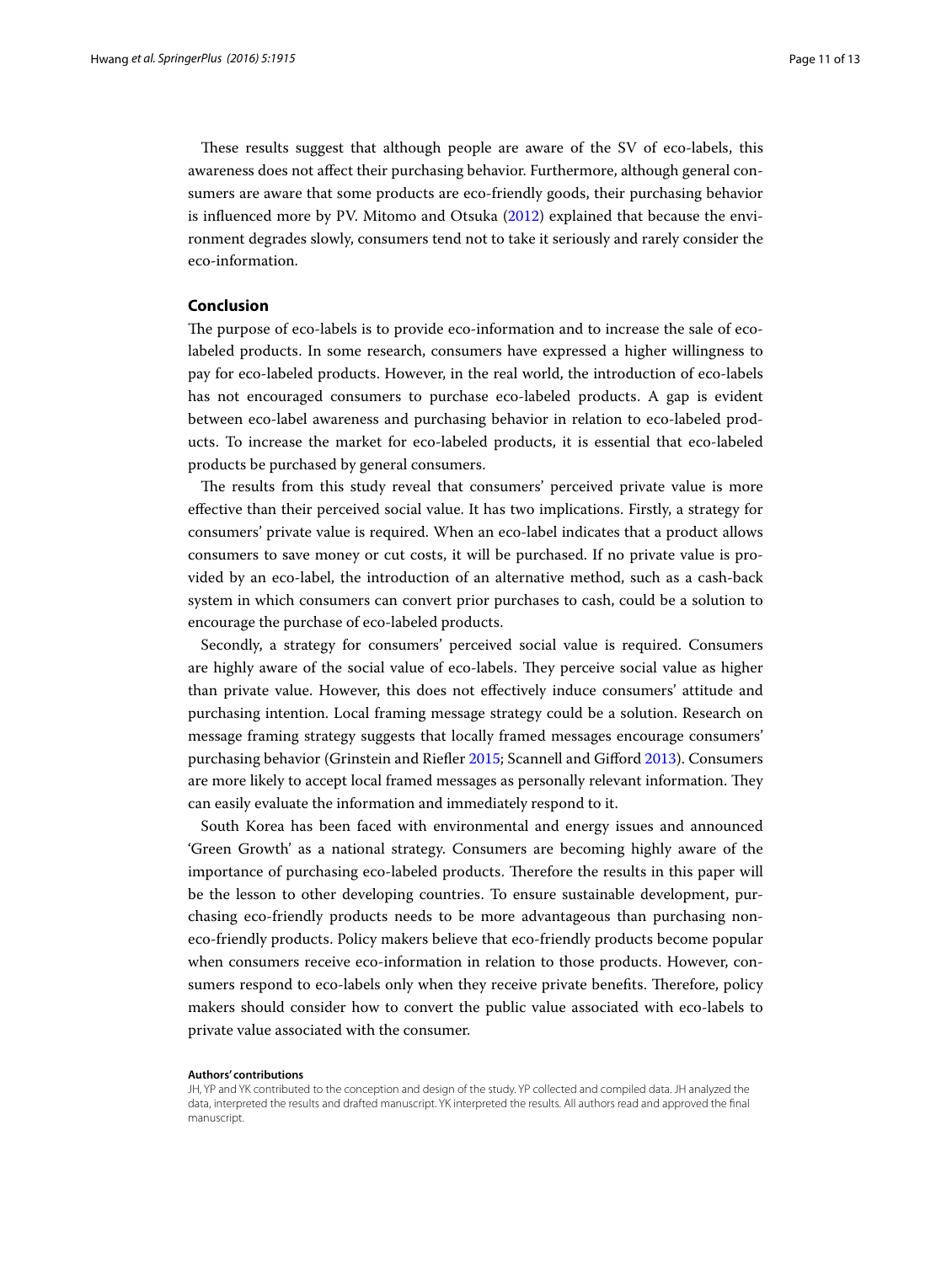These results suggest that although people are aware of the SV of eco-labels, this awareness does not affect their purchasing behavior. Furthermore, although general consumers are aware that some products are eco-friendly goods, their purchasing behavior is influenced more by PV. Mitomo and Otsuka (2012) explained that because the environment degrades slowly, consumers tend not to take it seriously and rarely consider the eco-information.

## Conclusion

The purpose of eco-labels is to provide eco-information and to increase the sale of eco-labeled products. In some research, consumers have expressed a higher willingness to pay for eco-labeled products. However, in the real world, the introduction of eco-labels has not encouraged consumers to purchase eco-labeled products. A gap is evident between eco-label awareness and purchasing behavior in relation to eco-labeled products. To increase the market for eco-labeled products, it is essential that eco-labeled products be purchased by general consumers.

The results from this study reveal that consumers' perceived private value is more effective than their perceived social value. It has two implications. Firstly, a strategy for consumers' private value is required. When an eco-label indicates that a product allows consumers to save money or cut costs, it will be purchased. If no private value is provided by an eco-label, the introduction of an alternative method, such as a cash-back system in which consumers can convert prior purchases to cash, could be a solution to encourage the purchase of eco-labeled products.

Secondly, a strategy for consumers' perceived social value is required. Consumers are highly aware of the social value of eco-labels. They perceive social value as higher than private value. However, this does not effectively induce consumers' attitude and purchasing intention. Local framing message strategy could be a solution. Research on message framing strategy suggests that locally framed messages encourage consumers' purchasing behavior (Grinstein and Riefler 2015; Scannell and Gifford 2013). Consumers are more likely to accept local framed messages as personally relevant information. They can easily evaluate the information and immediately respond to it.

South Korea has been faced with environmental and energy issues and announced 'Green Growth' as a national strategy. Consumers are becoming highly aware of the importance of purchasing eco-labeled products. Therefore the results in this paper will be the lesson to other developing countries. To ensure sustainable development, purchasing eco-friendly products needs to be more advantageous than purchasing non-eco-friendly products. Policy makers believe that eco-friendly products become popular when consumers receive eco-information in relation to those products. However, consumers respond to eco-labels only when they receive private benefits. Therefore, policy makers should consider how to convert the public value associated with eco-labels to private value associated with the consumer.

#### Authors' contributions

JH, YP and YK contributed to the conception and design of the study. YP collected and compiled data. JH analyzed the data, interpreted the results and drafted manuscript. YK interpreted the results. All authors read and approved the final manuscript.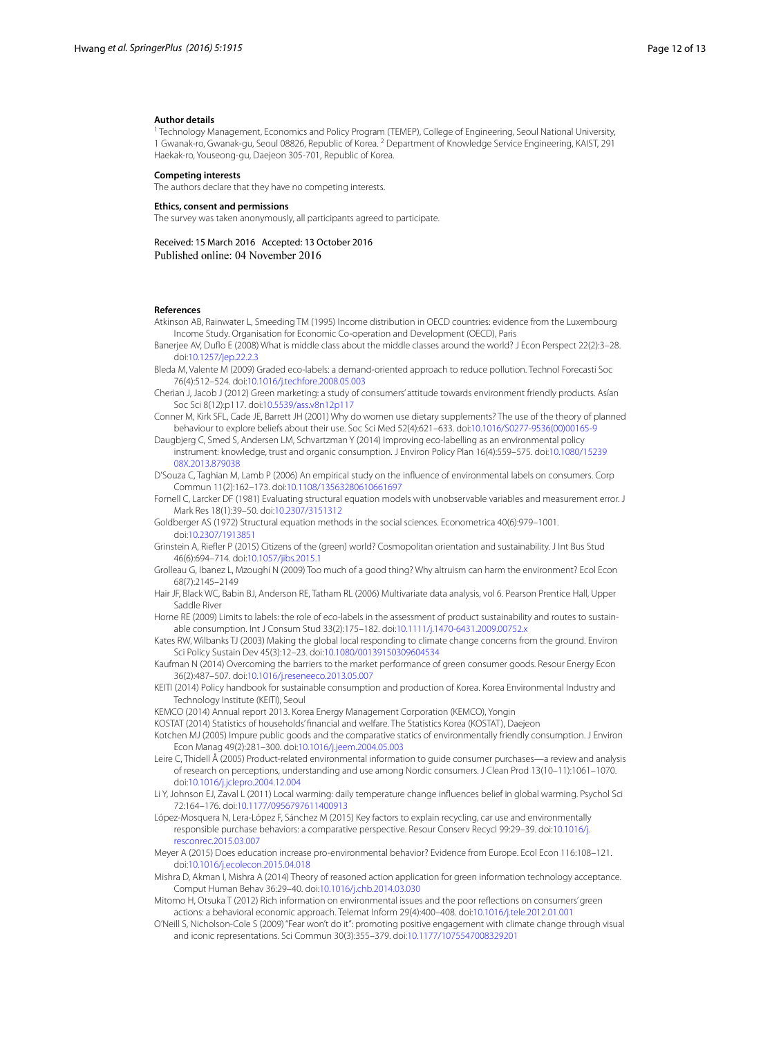### Author details

[1] Technology Management, Economics and Policy Program (TEMEP), College of Engineering, Seoul National University, 1 Gwanak-ro, Gwanak-gu, Seoul 08826, Republic of Korea. [2] Department of Knowledge Service Engineering, KAIST, 291 Haekak-ro, Youseong-gu, Daejeon 305-701, Republic of Korea.

### Competing interests

The authors declare that they have no competing interests.

### Ethics, consent and permissions

The survey was taken anonymously, all participants agreed to participate.

Received: 15 March 2016 Accepted: 13 October 2016
Published online: 04 November 2016

### References

Atkinson AB, Rainwater L, Smeeding TM (1995) Income distribution in OECD countries: evidence from the Luxembourg Income Study. Organisation for Economic Co-operation and Development (OECD), Paris

Banerjee AV, Duflo E (2008) What is middle class about the middle classes around the world? J Econ Perspect 22(2):3–28. doi:10.1257/jep.22.2.3

Bleda M, Valente M (2009) Graded eco-labels: a demand-oriented approach to reduce pollution. Technol Forecasti Soc 76(4):512–524. doi:10.1016/j.techfore.2008.05.003

Cherian J, Jacob J (2012) Green marketing: a study of consumers' attitude towards environment friendly products. Asían Soc Sci 8(12):p117. doi:10.5539/ass.v8n12p117

Conner M, Kirk SFL, Cade JE, Barrett JH (2001) Why do women use dietary supplements? The use of the theory of planned behaviour to explore beliefs about their use. Soc Sci Med 52(4):621–633. doi:10.1016/S0277-9536(00)00165-9

Daugbjerg C, Smed S, Andersen LM, Schvartzman Y (2014) Improving eco-labelling as an environmental policy instrument: knowledge, trust and organic consumption. J Environ Policy Plan 16(4):559–575. doi:10.1080/1523908X.2013.879038

D'Souza C, Taghian M, Lamb P (2006) An empirical study on the influence of environmental labels on consumers. Corp Commun 11(2):162–173. doi:10.1108/13563280610661697

Fornell C, Larcker DF (1981) Evaluating structural equation models with unobservable variables and measurement error. J Mark Res 18(1):39–50. doi:10.2307/3151312

Goldberger AS (1972) Structural equation methods in the social sciences. Econometrica 40(6):979–1001. doi:10.2307/1913851

Grinstein A, Riefler P (2015) Citizens of the (green) world? Cosmopolitan orientation and sustainability. J Int Bus Stud 46(6):694–714. doi:10.1057/jibs.2015.1

Grolleau G, Ibanez L, Mzoughi N (2009) Too much of a good thing? Why altruism can harm the environment? Ecol Econ 68(7):2145–2149

Hair JF, Black WC, Babin BJ, Anderson RE, Tatham RL (2006) Multivariate data analysis, vol 6. Pearson Prentice Hall, Upper Saddle River

Horne RE (2009) Limits to labels: the role of eco-labels in the assessment of product sustainability and routes to sustainable consumption. Int J Consum Stud 33(2):175–182. doi:10.1111/j.1470-6431.2009.00752.x

Kates RW, Wilbanks TJ (2003) Making the global local responding to climate change concerns from the ground. Environ Sci Policy Sustain Dev 45(3):12–23. doi:10.1080/00139150309604534

Kaufman N (2014) Overcoming the barriers to the market performance of green consumer goods. Resour Energy Econ 36(2):487–507. doi:10.1016/j.reseneeco.2013.05.007

KEITI (2014) Policy handbook for sustainable consumption and production of Korea. Korea Environmental Industry and Technology Institute (KEITI), Seoul

KEMCO (2014) Annual report 2013. Korea Energy Management Corporation (KEMCO), Yongin

KOSTAT (2014) Statistics of households' financial and welfare. The Statistics Korea (KOSTAT), Daejeon

Kotchen MJ (2005) Impure public goods and the comparative statics of environmentally friendly consumption. J Environ Econ Manag 49(2):281–300. doi:10.1016/j.jeem.2004.05.003

Leire C, Thidell Å (2005) Product-related environmental information to guide consumer purchases—a review and analysis of research on perceptions, understanding and use among Nordic consumers. J Clean Prod 13(10–11):1061–1070. doi:10.1016/j.jclepro.2004.12.004

Li Y, Johnson EJ, Zaval L (2011) Local warming: daily temperature change influences belief in global warming. Psychol Sci 72:164–176. doi:10.1177/0956797611400913

López-Mosquera N, Lera-López F, Sánchez M (2015) Key factors to explain recycling, car use and environmentally responsible purchase behaviors: a comparative perspective. Resour Conserv Recycl 99:29–39. doi:10.1016/j.resconrec.2015.03.007

Meyer A (2015) Does education increase pro-environmental behavior? Evidence from Europe. Ecol Econ 116:108–121. doi:10.1016/j.ecolecon.2015.04.018

Mishra D, Akman I, Mishra A (2014) Theory of reasoned action application for green information technology acceptance. Comput Human Behav 36:29–40. doi:10.1016/j.chb.2014.03.030

Mitomo H, Otsuka T (2012) Rich information on environmental issues and the poor reflections on consumers' green actions: a behavioral economic approach. Telemat Inform 29(4):400–408. doi:10.1016/j.tele.2012.01.001

O'Neill S, Nicholson-Cole S (2009) "Fear won't do it": promoting positive engagement with climate change through visual and iconic representations. Sci Commun 30(3):355–379. doi:10.1177/1075547008329201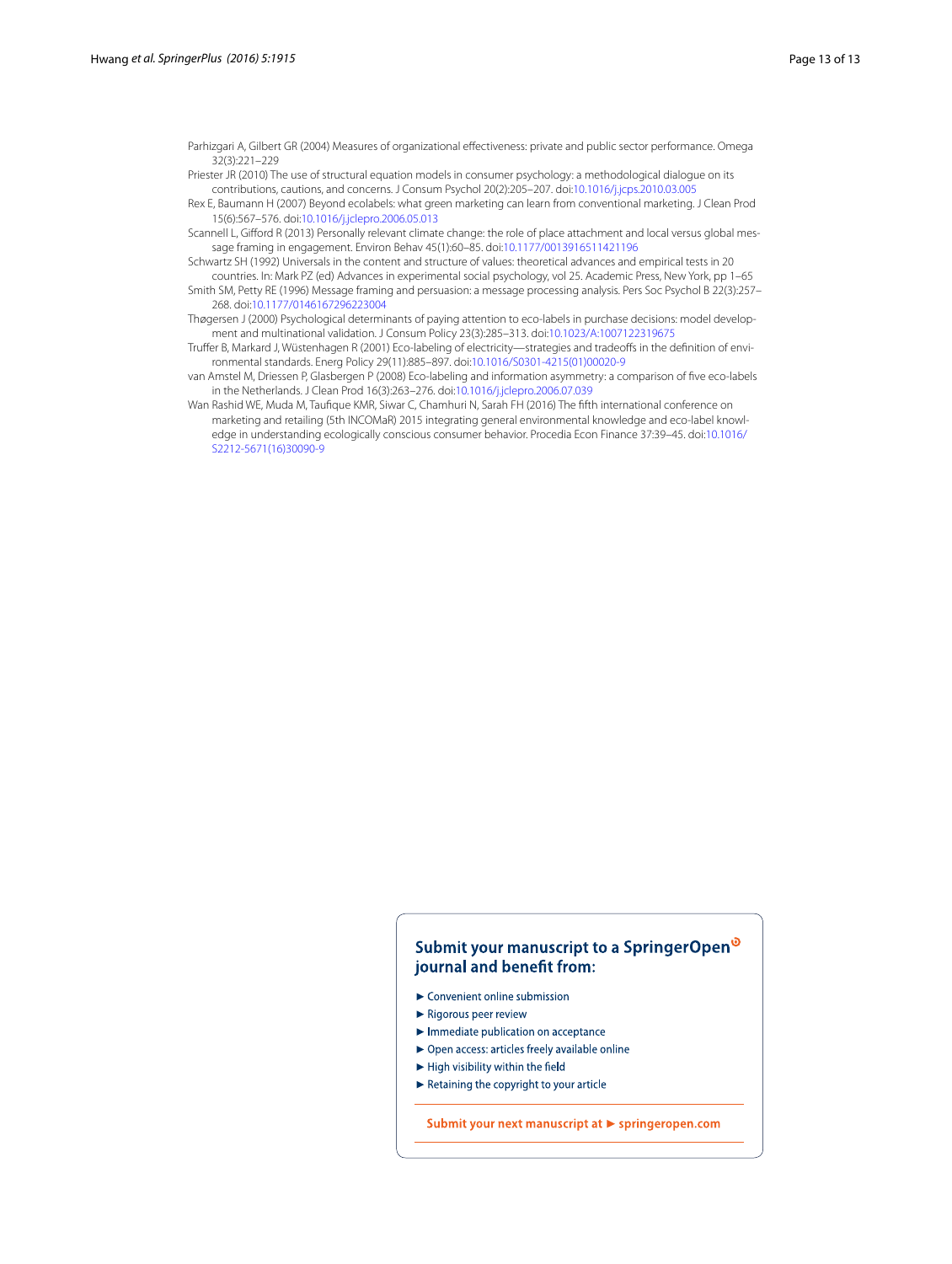Parhizgari A, Gilbert GR (2004) Measures of organizational effectiveness: private and public sector performance. Omega 32(3):221–229

Priester JR (2010) The use of structural equation models in consumer psychology: a methodological dialogue on its contributions, cautions, and concerns. J Consum Psychol 20(2):205–207. doi:10.1016/j.jcps.2010.03.005

Rex E, Baumann H (2007) Beyond ecolabels: what green marketing can learn from conventional marketing. J Clean Prod 15(6):567–576. doi:10.1016/j.jclepro.2006.05.013

Scannell L, Gifford R (2013) Personally relevant climate change: the role of place attachment and local versus global message framing in engagement. Environ Behav 45(1):60–85. doi:10.1177/0013916511421196

Schwartz SH (1992) Universals in the content and structure of values: theoretical advances and empirical tests in 20 countries. In: Mark PZ (ed) Advances in experimental social psychology, vol 25. Academic Press, New York, pp 1–65

Smith SM, Petty RE (1996) Message framing and persuasion: a message processing analysis. Pers Soc Psychol B 22(3):257–268. doi:10.1177/0146167296223004

Thøgersen J (2000) Psychological determinants of paying attention to eco-labels in purchase decisions: model development and multinational validation. J Consum Policy 23(3):285–313. doi:10.1023/A:1007122319675

Truffer B, Markard J, Wüstenhagen R (2001) Eco-labeling of electricity—strategies and tradeoffs in the definition of environmental standards. Energ Policy 29(11):885–897. doi:10.1016/S0301-4215(01)00020-9

van Amstel M, Driessen P, Glasbergen P (2008) Eco-labeling and information asymmetry: a comparison of five eco-labels in the Netherlands. J Clean Prod 16(3):263–276. doi:10.1016/j.jclepro.2006.07.039

Wan Rashid WE, Muda M, Taufique KMR, Siwar C, Chamhuri N, Sarah FH (2016) The fifth international conference on marketing and retailing (5th INCOMaR) 2015 integrating general environmental knowledge and eco-label knowledge in understanding ecologically conscious consumer behavior. Procedia Econ Finance 37:39–45. doi:10.1016/S2212-5671(16)30090-9

**Submit your manuscript to a SpringerOpen journal and benefit from:**

- Convenient online submission
- Rigorous peer review
- Immediate publication on acceptance
- Open access: articles freely available online
- High visibility within the field
- Retaining the copyright to your article

**Submit your next manuscript at ▶ springeropen.com**